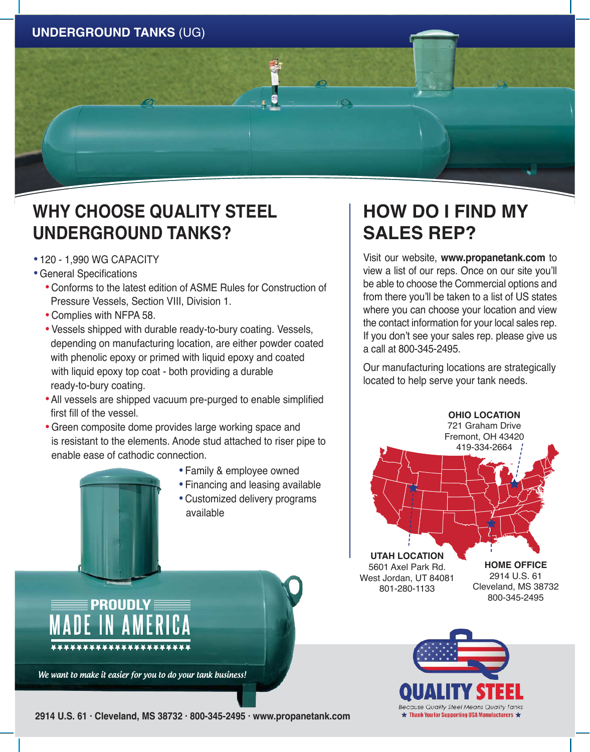**UNDERGROUND TANKS** (UG)

# WHY CHOOSE QUALITY STEEL UNDERGROUND TANKS?

- 120 - 1,990 WG CAPACITY
- General Specifications
  - Conforms to the latest edition of ASME Rules for Construction of Pressure Vessels, Section VIII, Division 1.
  - Complies with NFPA 58.
  - Vessels shipped with durable ready-to-bury coating. Vessels, depending on manufacturing location, are either powder coated with phenolic epoxy or primed with liquid epoxy and coated with liquid epoxy top coat - both providing a durable ready-to-bury coating.
  - All vessels are shipped vacuum pre-purged to enable simplified first fill of the vessel.
  - Green composite dome provides large working space and is resistant to the elements. Anode stud attached to riser pipe to enable ease of cathodic connection.
- Family & employee owned
- Financing and leasing available
- Customized delivery programs available

PROUDLY MADE IN AMERICA

*We want to make it easier for you to do your tank business!*

# HOW DO I FIND MY SALES REP?

Visit our website, **www.propanetank.com** to view a list of our reps. Once on our site you'll be able to choose the Commercial options and from there you'll be taken to a list of US states where you can choose your location and view the contact information for your local sales rep. If you don't see your sales rep. please give us a call at 800-345-2495.

Our manufacturing locations are strategically located to help serve your tank needs.

**OHIO LOCATION**
721 Graham Drive
Fremont, OH 43420
419-334-2664

**UTAH LOCATION**
5601 Axel Park Rd.
West Jordan, UT 84081
801-280-1133

**HOME OFFICE**
2914 U.S. 61
Cleveland, MS 38732
800-345-2495

**QUALITY STEEL**
Because Quality Steel Means Quality Tanks
★ Thank You for Supporting USA Manufacturers ★

**2914 U.S. 61 · Cleveland, MS 38732 · 800-345-2495 · www.propanetank.com**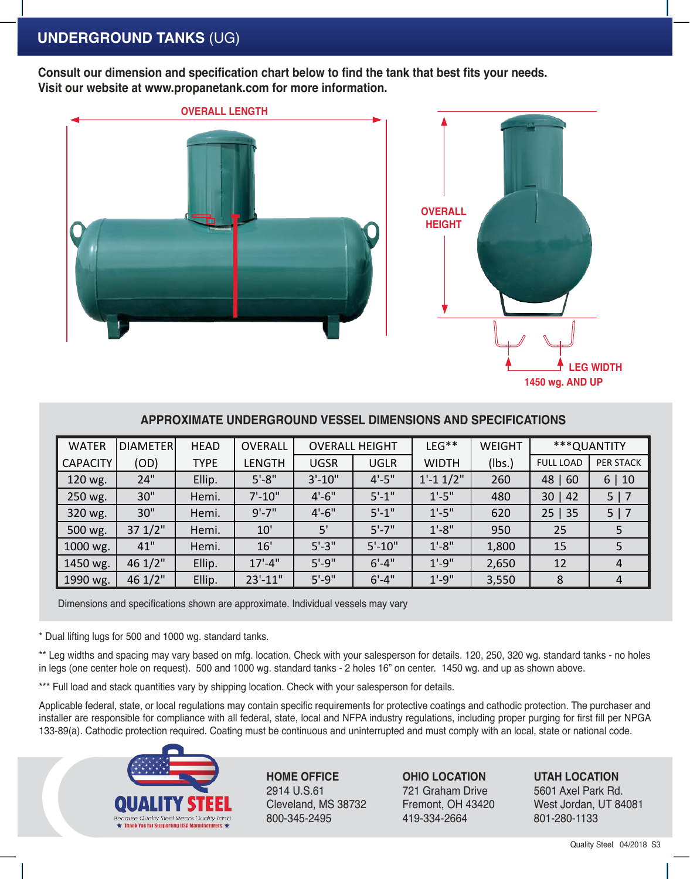## UNDERGROUND TANKS (UG)

**Consult our dimension and specification chart below to find the tank that best fits your needs.**
**Visit our website at www.propanetank.com for more information.**

OVERALL LENGTH

OVERALL HEIGHT

LEG WIDTH
1450 wg. AND UP

### APPROXIMATE UNDERGROUND VESSEL DIMENSIONS AND SPECIFICATIONS

| WATER CAPACITY | DIAMETER (OD) | HEAD TYPE | OVERALL LENGTH | OVERALL HEIGHT | | LEG** WIDTH | WEIGHT (lbs.) | ***QUANTITY | |
|---|---|---|---|---|---|---|---|---|---|
| | | | | UGSR | UGLR | | | FULL LOAD | PER STACK |
| 120 wg. | 24" | Ellip. | 5'-8" | 3'-10" | 4'-5" | 1'-1 1/2" | 260 | 48 \| 60 | 6 \| 10 |
| 250 wg. | 30" | Hemi. | 7'-10" | 4'-6" | 5'-1" | 1'-5" | 480 | 30 \| 42 | 5 \| 7 |
| 320 wg. | 30" | Hemi. | 9'-7" | 4'-6" | 5'-1" | 1'-5" | 620 | 25 \| 35 | 5 \| 7 |
| 500 wg. | 37 1/2" | Hemi. | 10' | 5' | 5'-7" | 1'-8" | 950 | 25 | 5 |
| 1000 wg. | 41" | Hemi. | 16' | 5'-3" | 5'-10" | 1'-8" | 1,800 | 15 | 5 |
| 1450 wg. | 46 1/2" | Ellip. | 17'-4" | 5'-9" | 6'-4" | 1'-9" | 2,650 | 12 | 4 |
| 1990 wg. | 46 1/2" | Ellip. | 23'-11" | 5'-9" | 6'-4" | 1'-9" | 3,550 | 8 | 4 |

Dimensions and specifications shown are approximate. Individual vessels may vary

* Dual lifting lugs for 500 and 1000 wg. standard tanks.

** Leg widths and spacing may vary based on mfg. location. Check with your salesperson for details. 120, 250, 320 wg. standard tanks - no holes in legs (one center hole on request). 500 and 1000 wg. standard tanks - 2 holes 16" on center. 1450 wg. and up as shown above.

*** Full load and stack quantities vary by shipping location. Check with your salesperson for details.

Applicable federal, state, or local regulations may contain specific requirements for protective coatings and cathodic protection. The purchaser and installer are responsible for compliance with all federal, state, local and NFPA industry regulations, including proper purging for first fill per NPGA 133-89(a). Cathodic protection required. Coating must be continuous and uninterrupted and must comply with an local, state or national code.

QUALITY STEEL
Because Quality Steel Means Quality Tanks
Thank You for Supporting USA Manufacturers

**HOME OFFICE**
2914 U.S.61
Cleveland, MS 38732
800-345-2495

**OHIO LOCATION**
721 Graham Drive
Fremont, OH 43420
419-334-2664

**UTAH LOCATION**
5601 Axel Park Rd.
West Jordan, UT 84081
801-280-1133

Quality Steel 04/2018 S3